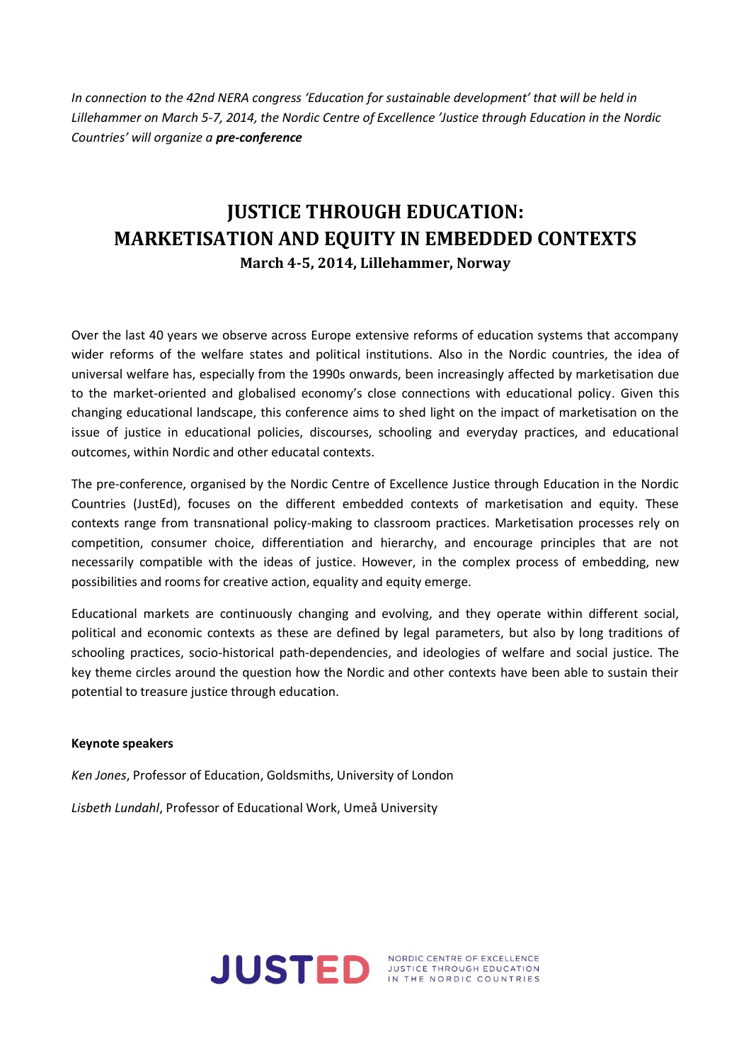*In connection to the 42nd NERA congress 'Education for sustainable development' that will be held in Lillehammer on March 5-7, 2014, the Nordic Centre of Excellence 'Justice through Education in the Nordic Countries' will organize a **pre-conference***

# JUSTICE THROUGH EDUCATION: MARKETISATION AND EQUITY IN EMBEDDED CONTEXTS

**March 4-5, 2014, Lillehammer, Norway**

Over the last 40 years we observe across Europe extensive reforms of education systems that accompany wider reforms of the welfare states and political institutions. Also in the Nordic countries, the idea of universal welfare has, especially from the 1990s onwards, been increasingly affected by marketisation due to the market-oriented and globalised economy's close connections with educational policy. Given this changing educational landscape, this conference aims to shed light on the impact of marketisation on the issue of justice in educational policies, discourses, schooling and everyday practices, and educational outcomes, within Nordic and other educatal contexts.

The pre-conference, organised by the Nordic Centre of Excellence Justice through Education in the Nordic Countries (JustEd), focuses on the different embedded contexts of marketisation and equity. These contexts range from transnational policy-making to classroom practices. Marketisation processes rely on competition, consumer choice, differentiation and hierarchy, and encourage principles that are not necessarily compatible with the ideas of justice. However, in the complex process of embedding, new possibilities and rooms for creative action, equality and equity emerge.

Educational markets are continuously changing and evolving, and they operate within different social, political and economic contexts as these are defined by legal parameters, but also by long traditions of schooling practices, socio-historical path-dependencies, and ideologies of welfare and social justice. The key theme circles around the question how the Nordic and other contexts have been able to sustain their potential to treasure justice through education.

**Keynote speakers**

*Ken Jones*, Professor of Education, Goldsmiths, University of London

*Lisbeth Lundahl*, Professor of Educational Work, Umeå University

JUSTED NORDIC CENTRE OF EXCELLENCE JUSTICE THROUGH EDUCATION IN THE NORDIC COUNTRIES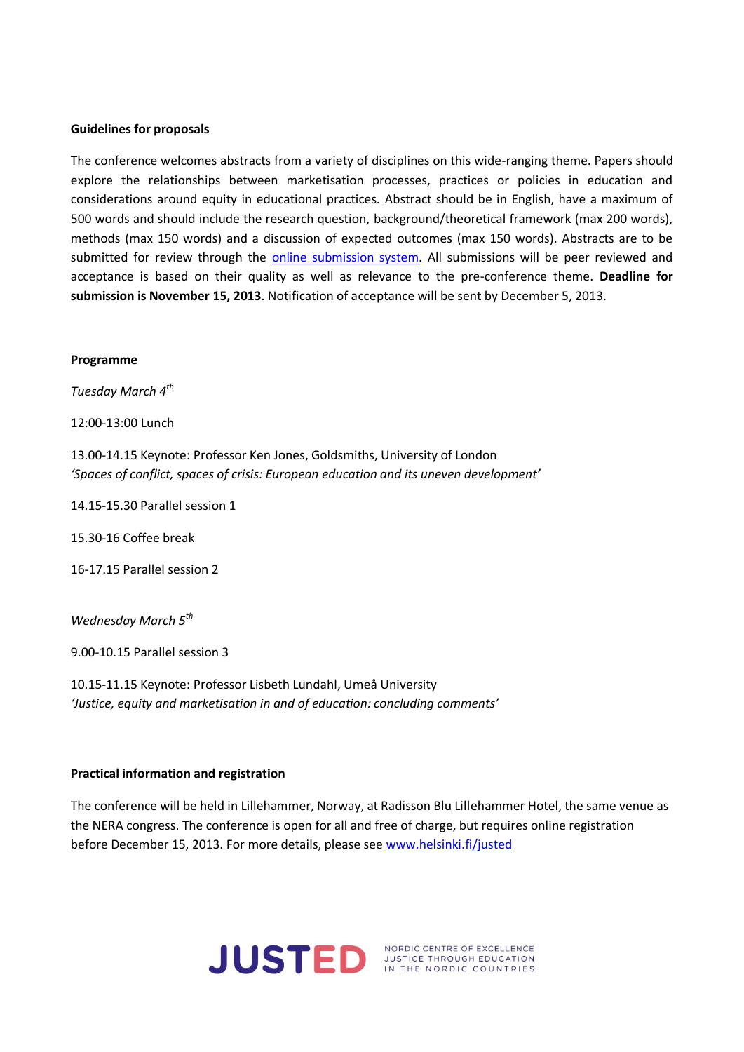**Guidelines for proposals**

The conference welcomes abstracts from a variety of disciplines on this wide-ranging theme. Papers should explore the relationships between marketisation processes, practices or policies in education and considerations around equity in educational practices. Abstract should be in English, have a maximum of 500 words and should include the research question, background/theoretical framework (max 200 words), methods (max 150 words) and a discussion of expected outcomes (max 150 words). Abstracts are to be submitted for review through the online submission system. All submissions will be peer reviewed and acceptance is based on their quality as well as relevance to the pre-conference theme. **Deadline for submission is November 15, 2013**. Notification of acceptance will be sent by December 5, 2013.

**Programme**

*Tuesday March 4th*

12:00-13:00 Lunch

13.00-14.15 Keynote: Professor Ken Jones, Goldsmiths, University of London
*'Spaces of conflict, spaces of crisis: European education and its uneven development'*

14.15-15.30 Parallel session 1

15.30-16 Coffee break

16-17.15 Parallel session 2

*Wednesday March 5th*

9.00-10.15 Parallel session 3

10.15-11.15 Keynote: Professor Lisbeth Lundahl, Umeå University
*'Justice, equity and marketisation in and of education: concluding comments'*

**Practical information and registration**

The conference will be held in Lillehammer, Norway, at Radisson Blu Lillehammer Hotel, the same venue as the NERA congress. The conference is open for all and free of charge, but requires online registration before December 15, 2013. For more details, please see www.helsinki.fi/justed

JUSTED NORDIC CENTRE OF EXCELLENCE JUSTICE THROUGH EDUCATION IN THE NORDIC COUNTRIES